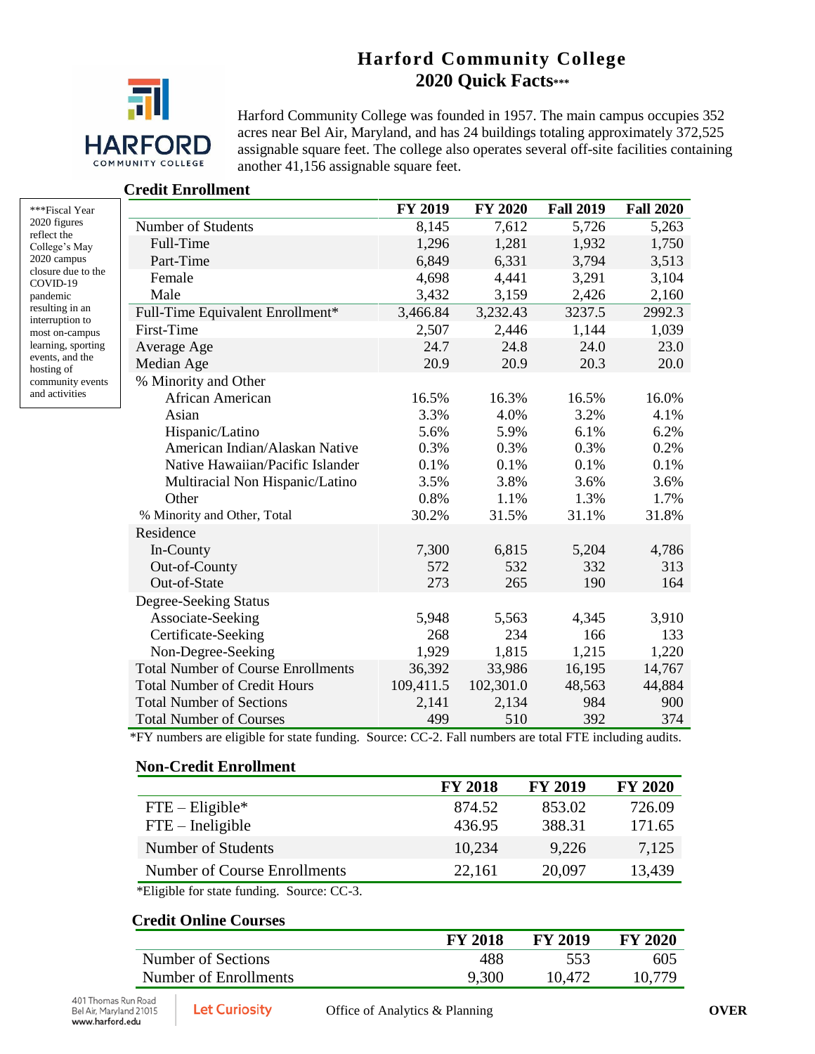# Harford Community College
## 2020 Quick Facts***

Harford Community College was founded in 1957. The main campus occupies 352 acres near Bel Air, Maryland, and has 24 buildings totaling approximately 372,525 assignable square feet. The college also operates several off-site facilities containing another 41,156 assignable square feet.

***Fiscal Year 2020 figures reflect the College's May 2020 campus closure due to the COVID-19 pandemic resulting in an interruption to most on-campus learning, sporting events, and the hosting of community events and activities

### Credit Enrollment

| | FY 2019 | FY 2020 | Fall 2019 | Fall 2020 |
|---|---|---|---|---|
| Number of Students | 8,145 | 7,612 | 5,726 | 5,263 |
| Full-Time | 1,296 | 1,281 | 1,932 | 1,750 |
| Part-Time | 6,849 | 6,331 | 3,794 | 3,513 |
| Female | 4,698 | 4,441 | 3,291 | 3,104 |
| Male | 3,432 | 3,159 | 2,426 | 2,160 |
| Full-Time Equivalent Enrollment* | 3,466.84 | 3,232.43 | 3237.5 | 2992.3 |
| First-Time | 2,507 | 2,446 | 1,144 | 1,039 |
| Average Age | 24.7 | 24.8 | 24.0 | 23.0 |
| Median Age | 20.9 | 20.9 | 20.3 | 20.0 |
| % Minority and Other | | | | |
| African American | 16.5% | 16.3% | 16.5% | 16.0% |
| Asian | 3.3% | 4.0% | 3.2% | 4.1% |
| Hispanic/Latino | 5.6% | 5.9% | 6.1% | 6.2% |
| American Indian/Alaskan Native | 0.3% | 0.3% | 0.3% | 0.2% |
| Native Hawaiian/Pacific Islander | 0.1% | 0.1% | 0.1% | 0.1% |
| Multiracial Non Hispanic/Latino | 3.5% | 3.8% | 3.6% | 3.6% |
| Other | 0.8% | 1.1% | 1.3% | 1.7% |
| % Minority and Other, Total | 30.2% | 31.5% | 31.1% | 31.8% |
| Residence | | | | |
| In-County | 7,300 | 6,815 | 5,204 | 4,786 |
| Out-of-County | 572 | 532 | 332 | 313 |
| Out-of-State | 273 | 265 | 190 | 164 |
| Degree-Seeking Status | | | | |
| Associate-Seeking | 5,948 | 5,563 | 4,345 | 3,910 |
| Certificate-Seeking | 268 | 234 | 166 | 133 |
| Non-Degree-Seeking | 1,929 | 1,815 | 1,215 | 1,220 |
| Total Number of Course Enrollments | 36,392 | 33,986 | 16,195 | 14,767 |
| Total Number of Credit Hours | 109,411.5 | 102,301.0 | 48,563 | 44,884 |
| Total Number of Sections | 2,141 | 2,134 | 984 | 900 |
| Total Number of Courses | 499 | 510 | 392 | 374 |

*FY numbers are eligible for state funding. Source: CC-2. Fall numbers are total FTE including audits.

### Non-Credit Enrollment

| | FY 2018 | FY 2019 | FY 2020 |
|---|---|---|---|
| FTE – Eligible* | 874.52 | 853.02 | 726.09 |
| FTE – Ineligible | 436.95 | 388.31 | 171.65 |
| Number of Students | 10,234 | 9,226 | 7,125 |
| Number of Course Enrollments | 22,161 | 20,097 | 13,439 |

*Eligible for state funding. Source: CC-3.

### Credit Online Courses

| | FY 2018 | FY 2019 | FY 2020 |
|---|---|---|---|
| Number of Sections | 488 | 553 | 605 |
| Number of Enrollments | 9,300 | 10,472 | 10,779 |

401 Thomas Run Road
Bel Air, Maryland 21015
www.harford.edu

Let Curiosity

Office of Analytics & Planning

OVER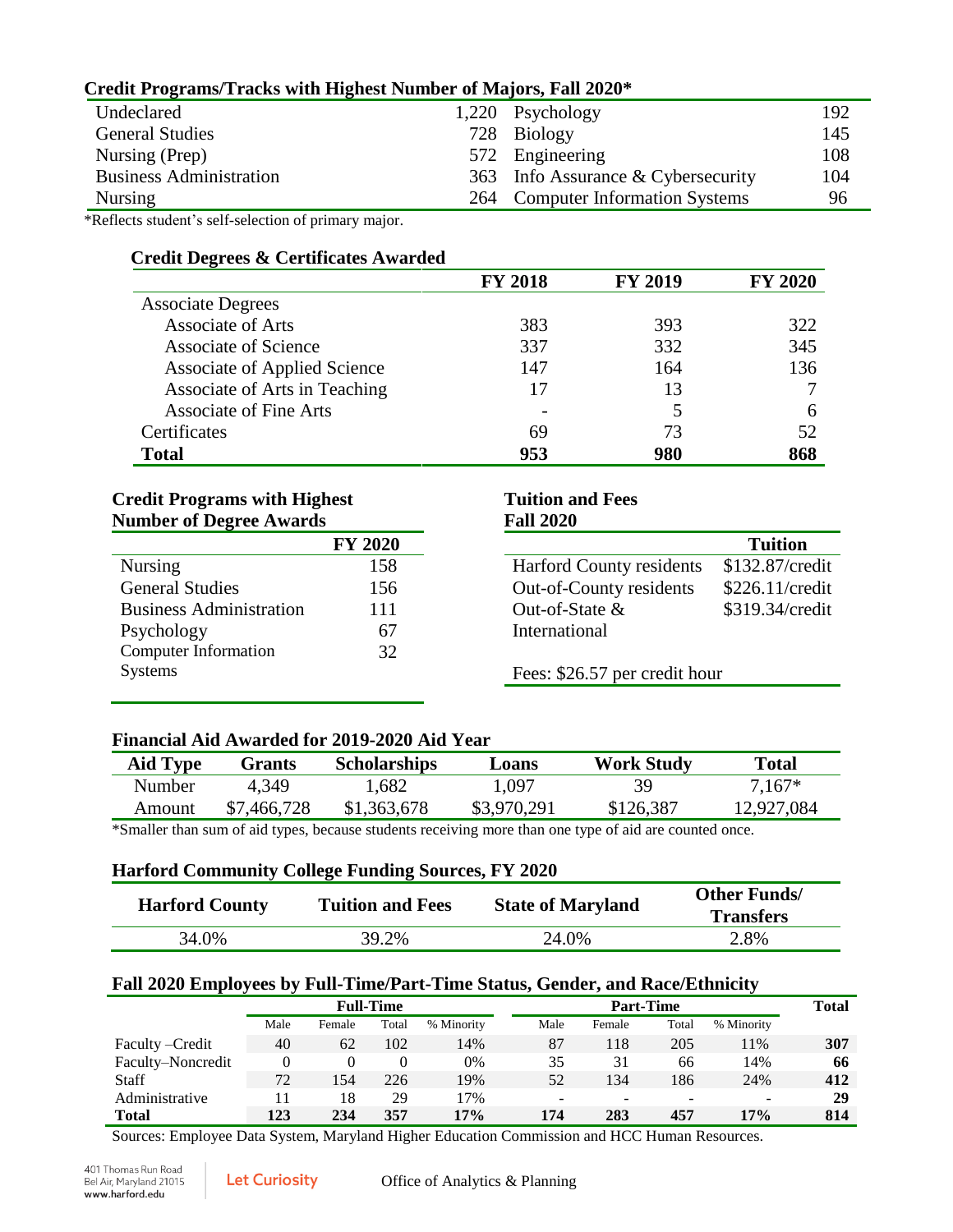### Credit Programs/Tracks with Highest Number of Majors, Fall 2020*

| | | | |
|---|---|---|---|
| Undeclared | 1,220 | Psychology | 192 |
| General Studies | 728 | Biology | 145 |
| Nursing (Prep) | 572 | Engineering | 108 |
| Business Administration | 363 | Info Assurance & Cybersecurity | 104 |
| Nursing | 264 | Computer Information Systems | 96 |

*Reflects student's self-selection of primary major.

### Credit Degrees & Certificates Awarded

| | FY 2018 | FY 2019 | FY 2020 |
|---|---|---|---|
| Associate Degrees | | | |
| Associate of Arts | 383 | 393 | 322 |
| Associate of Science | 337 | 332 | 345 |
| Associate of Applied Science | 147 | 164 | 136 |
| Associate of Arts in Teaching | 17 | 13 | 7 |
| Associate of Fine Arts | - | 5 | 6 |
| Certificates | 69 | 73 | 52 |
| **Total** | **953** | **980** | **868** |

### Credit Programs with Highest Number of Degree Awards

| | FY 2020 |
|---|---|
| Nursing | 158 |
| General Studies | 156 |
| Business Administration | 111 |
| Psychology | 67 |
| Computer Information Systems | 32 |

### Tuition and Fees Fall 2020

| | Tuition |
|---|---|
| Harford County residents | $132.87/credit |
| Out-of-County residents | $226.11/credit |
| Out-of-State & International | $319.34/credit |

Fees: $26.57 per credit hour

### Financial Aid Awarded for 2019-2020 Aid Year

| Aid Type | Grants | Scholarships | Loans | Work Study | Total |
|---|---|---|---|---|---|
| Number | 4,349 | 1,682 | 1,097 | 39 | 7,167* |
| Amount | $7,466,728 | $1,363,678 | $3,970,291 | $126,387 | 12,927,084 |

*Smaller than sum of aid types, because students receiving more than one type of aid are counted once.

### Harford Community College Funding Sources, FY 2020

| Harford County | Tuition and Fees | State of Maryland | Other Funds/ Transfers |
|---|---|---|---|
| 34.0% | 39.2% | 24.0% | 2.8% |

### Fall 2020 Employees by Full-Time/Part-Time Status, Gender, and Race/Ethnicity

| | Full-Time | | | | Part-Time | | | | Total |
|---|---|---|---|---|---|---|---|---|---|
| | Male | Female | Total | % Minority | Male | Female | Total | % Minority | |
| Faculty –Credit | 40 | 62 | 102 | 14% | 87 | 118 | 205 | 11% | **307** |
| Faculty–Noncredit | 0 | 0 | 0 | 0% | 35 | 31 | 66 | 14% | **66** |
| Staff | 72 | 154 | 226 | 19% | 52 | 134 | 186 | 24% | **412** |
| Administrative | 11 | 18 | 29 | 17% | - | - | - | - | **29** |
| **Total** | **123** | **234** | **357** | **17%** | **174** | **283** | **457** | **17%** | **814** |

Sources: Employee Data System, Maryland Higher Education Commission and HCC Human Resources.

401 Thomas Run Road
Bel Air, Maryland 21015
www.harford.edu

Let Curiosity

Office of Analytics & Planning